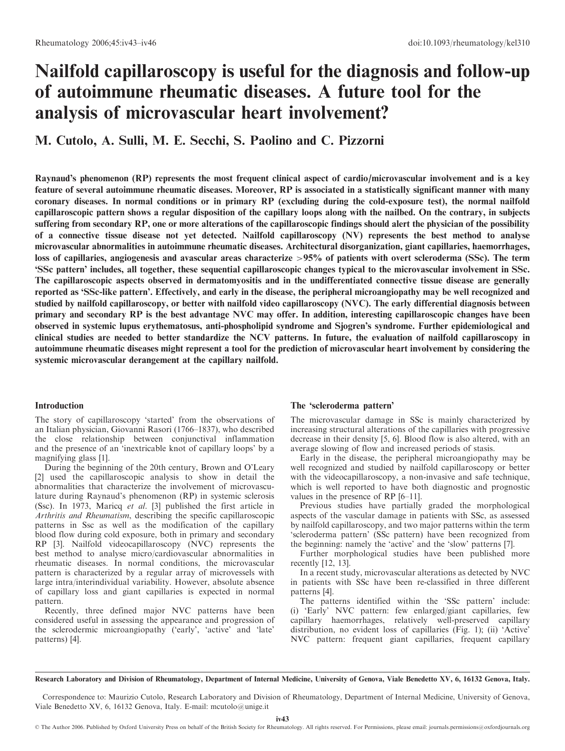// Nailfold capillaroscopy is useful for the diagnosis and follow-up of autoimmune rheumatic diseases. A future tool for the analysis of microvascular heart involvement?

**M. Cutolo, A. Sulli, M. E. Secchi, S. Paolino and C. Pizzorni**

**Raynaud's phenomenon (RP) represents the most frequent clinical aspect of cardio/microvascular involvement and is a key feature of several autoimmune rheumatic diseases. Moreover, RP is associated in a statistically significant manner with many coronary diseases. In normal conditions or in primary RP (excluding during the cold-exposure test), the normal nailfold capillaroscopic pattern shows a regular disposition of the capillary loops along with the nailbed. On the contrary, in subjects suffering from secondary RP, one or more alterations of the capillaroscopic findings should alert the physician of the possibility of a connective tissue disease not yet detected. Nailfold capillaroscopy (NV) represents the best method to analyse microvascular abnormalities in autoimmune rheumatic diseases. Architectural disorganization, giant capillaries, haemorrhages, loss of capillaries, angiogenesis and avascular areas characterize >95% of patients with overt scleroderma (SSc). The term 'SSc pattern' includes, all together, these sequential capillaroscopic changes typical to the microvascular involvement in SSc. The capillaroscopic aspects observed in dermatomyositis and in the undifferentiated connective tissue disease are generally reported as 'SSc-like pattern'. Effectively, and early in the disease, the peripheral microangiopathy may be well recognized and studied by nailfold capillaroscopy, or better with nailfold video capillaroscopy (NVC). The early differential diagnosis between primary and secondary RP is the best advantage NVC may offer. In addition, interesting capillaroscopic changes have been observed in systemic lupus erythematosus, anti-phospholipid syndrome and Sjogren's syndrome. Further epidemiological and clinical studies are needed to better standardize the NCV patterns. In future, the evaluation of nailfold capillaroscopy in autoimmune rheumatic diseases might represent a tool for the prediction of microvascular heart involvement by considering the systemic microvascular derangement at the capillary nailfold.**

## Introduction

The story of capillaroscopy 'started' from the observations of an Italian physician, Giovanni Rasori (1766–1837), who described the close relationship between conjunctival inflammation and the presence of an 'inextricable knot of capillary loops' by a magnifying glass [1].

During the beginning of the 20th century, Brown and O'Leary [2] used the capillaroscopic analysis to show in detail the abnormalities that characterize the involvement of microvasculature during Raynaud's phenomenon (RP) in systemic sclerosis (Ssc). In 1973, Maricq *et al*. [3] published the first article in *Arthritis and Rheumatism*, describing the specific capillaroscopic patterns in Ssc as well as the modification of the capillary blood flow during cold exposure, both in primary and secondary RP [3]. Nailfold videocapillaroscopy (NVC) represents the best method to analyse micro/cardiovascular abnormalities in rheumatic diseases. In normal conditions, the microvascular pattern is characterized by a regular array of microvessels with large intra/interindividual variability. However, absolute absence of capillary loss and giant capillaries is expected in normal pattern.

Recently, three defined major NVC patterns have been considered useful in assessing the appearance and progression of the sclerodermic microangiopathy ('early', 'active' and 'late' patterns) [4].

## The 'scleroderma pattern'

The microvascular damage in SSc is mainly characterized by increasing structural alterations of the capillaries with progressive decrease in their density [5, 6]. Blood flow is also altered, with an average slowing of flow and increased periods of stasis.

Early in the disease, the peripheral microangiopathy may be well recognized and studied by nailfold capillaroscopy or better with the videocapillaroscopy, a non-invasive and safe technique, which is well reported to have both diagnostic and prognostic values in the presence of RP [6–11].

Previous studies have partially graded the morphological aspects of the vascular damage in patients with SSc, as assessed by nailfold capillaroscopy, and two major patterns within the term 'scleroderma pattern' (SSc pattern) have been recognized from the beginning: namely the 'active' and the 'slow' patterns [7].

Further morphological studies have been published more recently [12, 13].

In a recent study, microvascular alterations as detected by NVC in patients with SSc have been re-classified in three different patterns [4].

The patterns identified within the 'SSc pattern' include: (i) 'Early' NVC pattern: few enlarged/giant capillaries, few capillary haemorrhages, relatively well-preserved capillary distribution, no evident loss of capillaries (Fig. 1); (ii) 'Active' NVC pattern: frequent giant capillaries, frequent capillary

---

Research Laboratory and Division of Rheumatology, Department of Internal Medicine, University of Genova, Viale Benedetto XV, 6, 16132 Genova, Italy.

Correspondence to: Maurizio Cutolo, Research Laboratory and Division of Rheumatology, Department of Internal Medicine, University of Genova, Viale Benedetto XV, 6, 16132 Genova, Italy. E-mail: mcutolo@unige.it

© The Author 2006. Published by Oxford University Press on behalf of the British Society for Rheumatology. All rights reserved. For Permissions, please email: journals.permissions@oxfordjournals.org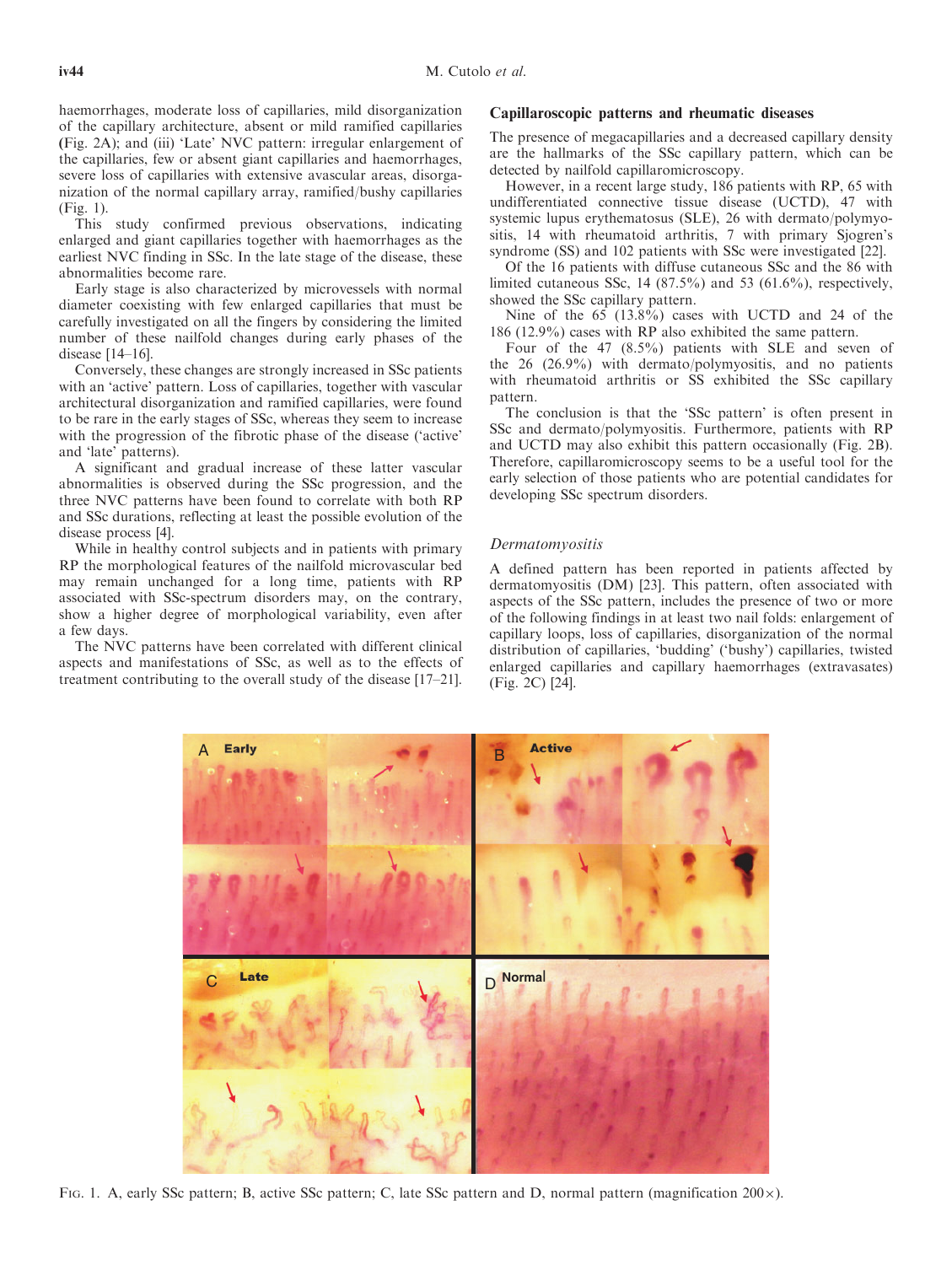haemorrhages, moderate loss of capillaries, mild disorganization of the capillary architecture, absent or mild ramified capillaries (Fig. 2A); and (iii) 'Late' NVC pattern: irregular enlargement of the capillaries, few or absent giant capillaries and haemorrhages, severe loss of capillaries with extensive avascular areas, disorganization of the normal capillary array, ramified/bushy capillaries (Fig. 1).

This study confirmed previous observations, indicating enlarged and giant capillaries together with haemorrhages as the earliest NVC finding in SSc. In the late stage of the disease, these abnormalities become rare.

Early stage is also characterized by microvessels with normal diameter coexisting with few enlarged capillaries that must be carefully investigated on all the fingers by considering the limited number of these nailfold changes during early phases of the disease [14–16].

Conversely, these changes are strongly increased in SSc patients with an 'active' pattern. Loss of capillaries, together with vascular architectural disorganization and ramified capillaries, were found to be rare in the early stages of SSc, whereas they seem to increase with the progression of the fibrotic phase of the disease ('active' and 'late' patterns).

A significant and gradual increase of these latter vascular abnormalities is observed during the SSc progression, and the three NVC patterns have been found to correlate with both RP and SSc durations, reflecting at least the possible evolution of the disease process [4].

While in healthy control subjects and in patients with primary RP the morphological features of the nailfold microvascular bed may remain unchanged for a long time, patients with RP associated with SSc-spectrum disorders may, on the contrary, show a higher degree of morphological variability, even after a few days.

The NVC patterns have been correlated with different clinical aspects and manifestations of SSc, as well as to the effects of treatment contributing to the overall study of the disease [17–21].

## Capillaroscopic patterns and rheumatic diseases

The presence of megacapillaries and a decreased capillary density are the hallmarks of the SSc capillary pattern, which can be detected by nailfold capillaromicroscopy.

However, in a recent large study, 186 patients with RP, 65 with undifferentiated connective tissue disease (UCTD), 47 with systemic lupus erythematosus (SLE), 26 with dermato/polymyositis, 14 with rheumatoid arthritis, 7 with primary Sjogren's syndrome (SS) and 102 patients with SSc were investigated [22].

Of the 16 patients with diffuse cutaneous SSc and the 86 with limited cutaneous SSc, 14 (87.5%) and 53 (61.6%), respectively, showed the SSc capillary pattern.

Nine of the 65 (13.8%) cases with UCTD and 24 of the 186 (12.9%) cases with RP also exhibited the same pattern.

Four of the 47 (8.5%) patients with SLE and seven of the 26 (26.9%) with dermato/polymyositis, and no patients with rheumatoid arthritis or SS exhibited the SSc capillary pattern.

The conclusion is that the 'SSc pattern' is often present in SSc and dermato/polymyositis. Furthermore, patients with RP and UCTD may also exhibit this pattern occasionally (Fig. 2B). Therefore, capillaromicroscopy seems to be a useful tool for the early selection of those patients who are potential candidates for developing SSc spectrum disorders.

### *Dermatomyositis*

A defined pattern has been reported in patients affected by dermatomyositis (DM) [23]. This pattern, often associated with aspects of the SSc pattern, includes the presence of two or more of the following findings in at least two nail folds: enlargement of capillary loops, loss of capillaries, disorganization of the normal distribution of capillaries, 'budding' ('bushy') capillaries, twisted enlarged capillaries and capillary haemorrhages (extravasates) (Fig. 2C) [24].

A Early

B Active

C Late

D Normal

Fig. 1. A, early SSc pattern; B, active SSc pattern; C, late SSc pattern and D, normal pattern (magnification 200×).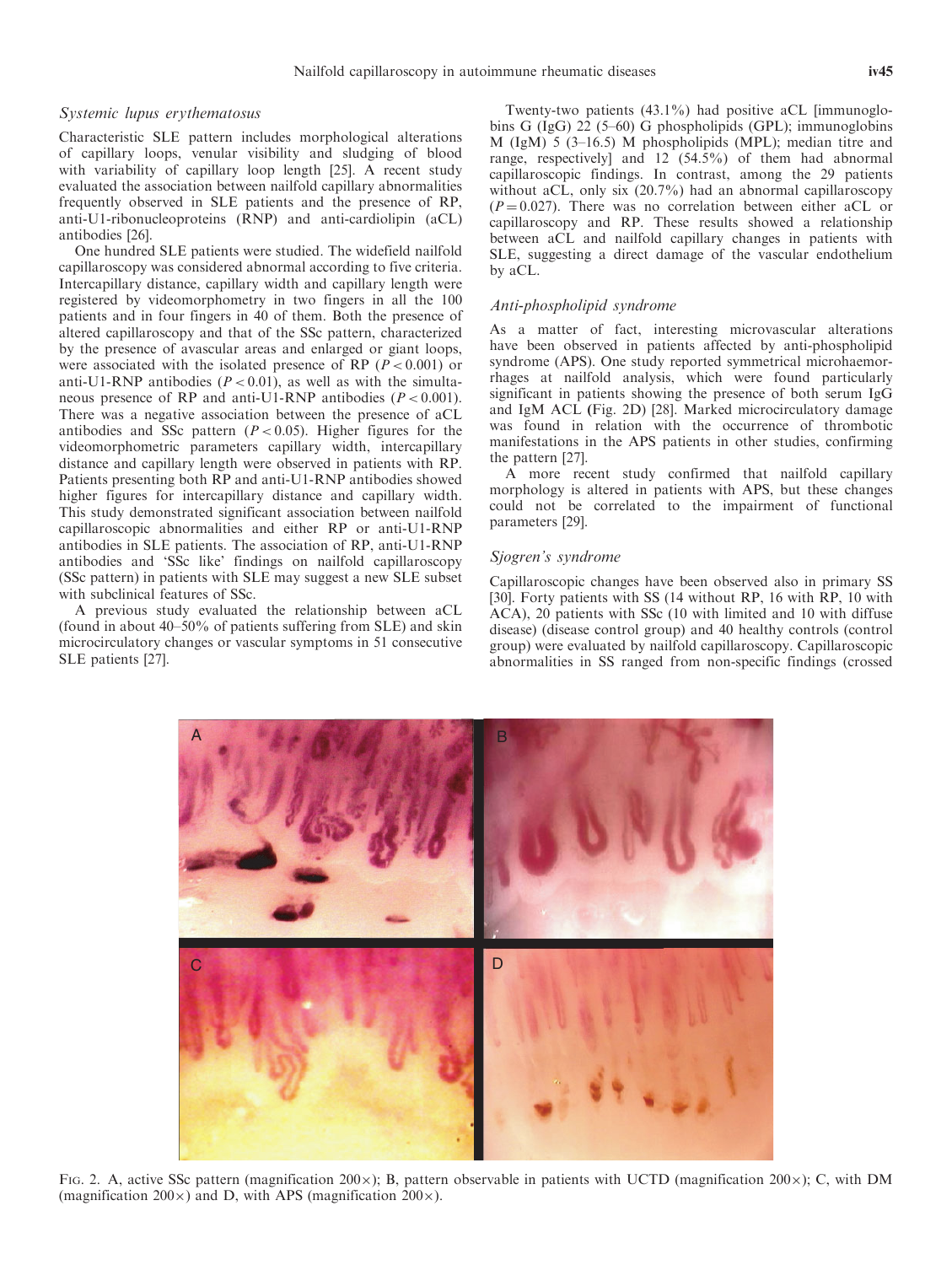### *Systemic lupus erythematosus*

Characteristic SLE pattern includes morphological alterations of capillary loops, venular visibility and sludging of blood with variability of capillary loop length [25]. A recent study evaluated the association between nailfold capillary abnormalities frequently observed in SLE patients and the presence of RP, anti-U1-ribonucleoproteins (RNP) and anti-cardiolipin (aCL) antibodies [26].

One hundred SLE patients were studied. The widefield nailfold capillaroscopy was considered abnormal according to five criteria. Intercapillary distance, capillary width and capillary length were registered by videomorphometry in two fingers in all the 100 patients and in four fingers in 40 of them. Both the presence of altered capillaroscopy and that of the SSc pattern, characterized by the presence of avascular areas and enlarged or giant loops, were associated with the isolated presence of RP ($P < 0.001$) or anti-U1-RNP antibodies ($P < 0.01$), as well as with the simultaneous presence of RP and anti-U1-RNP antibodies ($P < 0.001$). There was a negative association between the presence of aCL antibodies and SSc pattern ($P < 0.05$). Higher figures for the videomorphometric parameters capillary width, intercapillary distance and capillary length were observed in patients with RP. Patients presenting both RP and anti-U1-RNP antibodies showed higher figures for intercapillary distance and capillary width. This study demonstrated significant association between nailfold capillaroscopic abnormalities and either RP or anti-U1-RNP antibodies in SLE patients. The association of RP, anti-U1-RNP antibodies and 'SSc like' findings on nailfold capillaroscopy (SSc pattern) in patients with SLE may suggest a new SLE subset with subclinical features of SSc.

A previous study evaluated the relationship between aCL (found in about 40–50% of patients suffering from SLE) and skin microcirculatory changes or vascular symptoms in 51 consecutive SLE patients [27].

Twenty-two patients (43.1%) had positive aCL [immunoglobins G (IgG) 22 (5–60) G phospholipids (GPL); immunoglobins M (IgM) 5 (3–16.5) M phospholipids (MPL); median titre and range, respectively] and 12 (54.5%) of them had abnormal capillaroscopic findings. In contrast, among the 29 patients without aCL, only six (20.7%) had an abnormal capillaroscopy ($P = 0.027$). There was no correlation between either aCL or capillaroscopy and RP. These results showed a relationship between aCL and nailfold capillary changes in patients with SLE, suggesting a direct damage of the vascular endothelium by aCL.

### *Anti-phospholipid syndrome*

As a matter of fact, interesting microvascular alterations have been observed in patients affected by anti-phospholipid syndrome (APS). One study reported symmetrical microhaemorrhages at nailfold analysis, which were found particularly significant in patients showing the presence of both serum IgG and IgM ACL (Fig. 2D) [28]. Marked microcirculatory damage was found in relation with the occurrence of thrombotic manifestations in the APS patients in other studies, confirming the pattern [27].

A more recent study confirmed that nailfold capillary morphology is altered in patients with APS, but these changes could not be correlated to the impairment of functional parameters [29].

### *Sjogren's syndrome*

Capillaroscopic changes have been observed also in primary SS [30]. Forty patients with SS (14 without RP, 16 with RP, 10 with ACA), 20 patients with SSc (10 with limited and 10 with diffuse disease) (disease control group) and 40 healthy controls (control group) were evaluated by nailfold capillaroscopy. Capillaroscopic abnormalities in SS ranged from non-specific findings (crossed

FIG. 2. A, active SSc pattern (magnification 200×); B, pattern observable in patients with UCTD (magnification 200×); C, with DM (magnification 200×) and D, with APS (magnification 200×).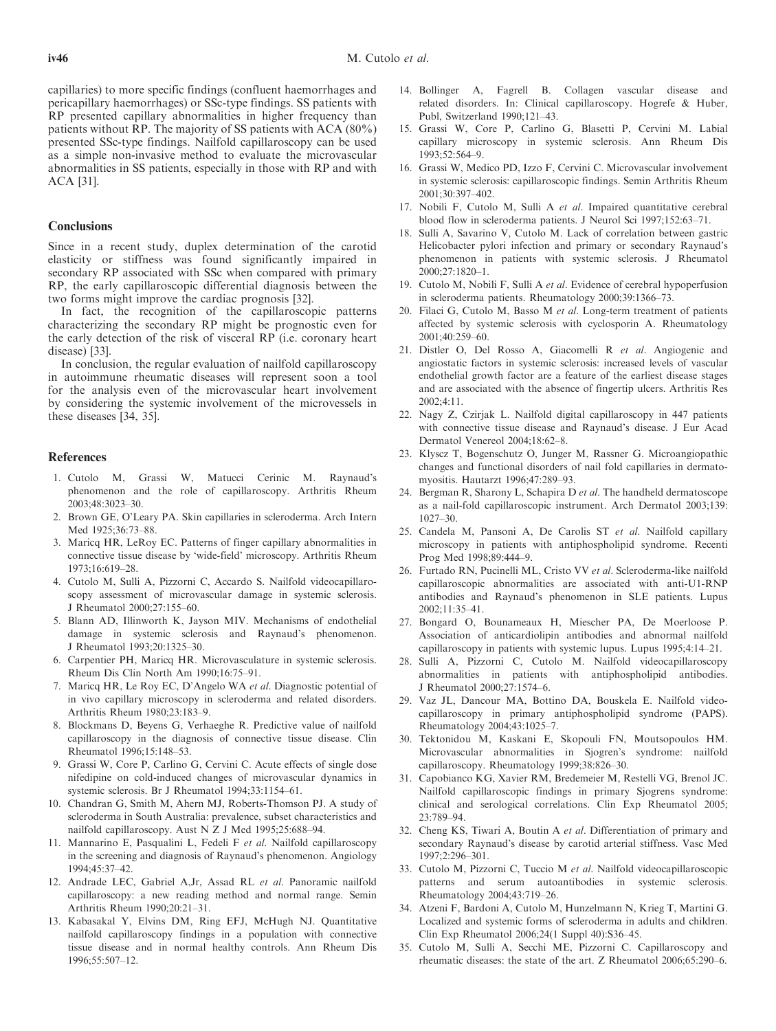capillaries) to more specific findings (confluent haemorrhages and pericapillary haemorrhages) or SSc-type findings. SS patients with RP presented capillary abnormalities in higher frequency than patients without RP. The majority of SS patients with ACA (80%) presented SSc-type findings. Nailfold capillaroscopy can be used as a simple non-invasive method to evaluate the microvascular abnormalities in SS patients, especially in those with RP and with ACA [31].

## Conclusions

Since in a recent study, duplex determination of the carotid elasticity or stiffness was found significantly impaired in secondary RP associated with SSc when compared with primary RP, the early capillaroscopic differential diagnosis between the two forms might improve the cardiac prognosis [32].

In fact, the recognition of the capillaroscopic patterns characterizing the secondary RP might be prognostic even for the early detection of the risk of visceral RP (i.e. coronary heart disease) [33].

In conclusion, the regular evaluation of nailfold capillaroscopy in autoimmune rheumatic diseases will represent soon a tool for the analysis even of the microvascular heart involvement by considering the systemic involvement of the microvessels in these diseases [34, 35].

## References

1. Cutolo M, Grassi W, Matucci Cerinic M. Raynaud's phenomenon and the role of capillaroscopy. Arthritis Rheum 2003;48:3023–30.
2. Brown GE, O'Leary PA. Skin capillaries in scleroderma. Arch Intern Med 1925;36:73–88.
3. Maricq HR, LeRoy EC. Patterns of finger capillary abnormalities in connective tissue disease by 'wide-field' microscopy. Arthritis Rheum 1973;16:619–28.
4. Cutolo M, Sulli A, Pizzorni C, Accardo S. Nailfold videocapillaroscopy assessment of microvascular damage in systemic sclerosis. J Rheumatol 2000;27:155–60.
5. Blann AD, Illinworth K, Jayson MIV. Mechanisms of endothelial damage in systemic sclerosis and Raynaud's phenomenon. J Rheumatol 1993;20:1325–30.
6. Carpentier PH, Maricq HR. Microvasculature in systemic sclerosis. Rheum Dis Clin North Am 1990;16:75–91.
7. Maricq HR, Le Roy EC, D'Angelo WA *et al.* Diagnostic potential of in vivo capillary microscopy in scleroderma and related disorders. Arthritis Rheum 1980;23:183–9.
8. Blockmans D, Beyens G, Verhaeghe R. Predictive value of nailfold capillaroscopy in the diagnosis of connective tissue disease. Clin Rheumatol 1996;15:148–53.
9. Grassi W, Core P, Carlino G, Cervini C. Acute effects of single dose nifedipine on cold-induced changes of microvascular dynamics in systemic sclerosis. Br J Rheumatol 1994;33:1154–61.
10. Chandran G, Smith M, Ahern MJ, Roberts-Thomson PJ. A study of scleroderma in South Australia: prevalence, subset characteristics and nailfold capillaroscopy. Aust N Z J Med 1995;25:688–94.
11. Mannarino E, Pasqualini L, Fedeli F *et al.* Nailfold capillaroscopy in the screening and diagnosis of Raynaud's phenomenon. Angiology 1994;45:37–42.
12. Andrade LEC, Gabriel A,Jr, Assad RL *et al.* Panoramic nailfold capillaroscopy: a new reading method and normal range. Semin Arthritis Rheum 1990;20:21–31.
13. Kabasakal Y, Elvins DM, Ring EFJ, McHugh NJ. Quantitative nailfold capillaroscopy findings in a population with connective tissue disease and in normal healthy controls. Ann Rheum Dis 1996;55:507–12.
14. Bollinger A, Fagrell B. Collagen vascular disease and related disorders. In: Clinical capillaroscopy. Hogrefe & Huber, Publ, Switzerland 1990;121–43.
15. Grassi W, Core P, Carlino G, Blasetti P, Cervini M. Labial capillary microscopy in systemic sclerosis. Ann Rheum Dis 1993;52:564–9.
16. Grassi W, Medico PD, Izzo F, Cervini C. Microvascular involvement in systemic sclerosis: capillaroscopic findings. Semin Arthritis Rheum 2001;30:397–402.
17. Nobili F, Cutolo M, Sulli A *et al.* Impaired quantitative cerebral blood flow in scleroderma patients. J Neurol Sci 1997;152:63–71.
18. Sulli A, Savarino V, Cutolo M. Lack of correlation between gastric Helicobacter pylori infection and primary or secondary Raynaud's phenomenon in patients with systemic sclerosis. J Rheumatol 2000;27:1820–1.
19. Cutolo M, Nobili F, Sulli A *et al.* Evidence of cerebral hypoperfusion in scleroderma patients. Rheumatology 2000;39:1366–73.
20. Filaci G, Cutolo M, Basso M *et al.* Long-term treatment of patients affected by systemic sclerosis with cyclosporin A. Rheumatology 2001;40:259–60.
21. Distler O, Del Rosso A, Giacomelli R *et al.* Angiogenic and angiostatic factors in systemic sclerosis: increased levels of vascular endothelial growth factor are a feature of the earliest disease stages and are associated with the absence of fingertip ulcers. Arthritis Res 2002;4:11.
22. Nagy Z, Czirjak L. Nailfold digital capillaroscopy in 447 patients with connective tissue disease and Raynaud's disease. J Eur Acad Dermatol Venereol 2004;18:62–8.
23. Klyscz T, Bogenschutz O, Junger M, Rassner G. Microangiopathic changes and functional disorders of nail fold capillaries in dermatomyositis. Hautarzt 1996;47:289–93.
24. Bergman R, Sharony L, Schapira D *et al.* The handheld dermatoscope as a nail-fold capillaroscopic instrument. Arch Dermatol 2003;139: 1027–30.
25. Candela M, Pansoni A, De Carolis ST *et al.* Nailfold capillary microscopy in patients with antiphospholipid syndrome. Recenti Prog Med 1998;89:444–9.
26. Furtado RN, Pucinelli ML, Cristo VV *et al.* Scleroderma-like nailfold capillaroscopic abnormalities are associated with anti-U1-RNP antibodies and Raynaud's phenomenon in SLE patients. Lupus 2002;11:35–41.
27. Bongard O, Bounameaux H, Miescher PA, De Moerloose P. Association of anticardiolipin antibodies and abnormal nailfold capillaroscopy in patients with systemic lupus. Lupus 1995;4:14–21.
28. Sulli A, Pizzorni C, Cutolo M. Nailfold videocapillaroscopy abnormalities in patients with antiphospholipid antibodies. J Rheumatol 2000;27:1574–6.
29. Vaz JL, Dancour MA, Bottino DA, Bouskela E. Nailfold videocapillaroscopy in primary antiphospholipid syndrome (PAPS). Rheumatology 2004;43:1025–7.
30. Tektonidou M, Kaskani E, Skopouli FN, Moutsopoulos HM. Microvascular abnormalities in Sjogren's syndrome: nailfold capillaroscopy. Rheumatology 1999;38:826–30.
31. Capobianco KG, Xavier RM, Bredemeier M, Restelli VG, Brenol JC. Nailfold capillaroscopic findings in primary Sjogrens syndrome: clinical and serological correlations. Clin Exp Rheumatol 2005; 23:789–94.
32. Cheng KS, Tiwari A, Boutin A *et al.* Differentiation of primary and secondary Raynaud's disease by carotid arterial stiffness. Vasc Med 1997;2:296–301.
33. Cutolo M, Pizzorni C, Tuccio M *et al.* Nailfold videocapillaroscopic patterns and serum autoantibodies in systemic sclerosis. Rheumatology 2004;43:719–26.
34. Atzeni F, Bardoni A, Cutolo M, Hunzelmann N, Krieg T, Martini G. Localized and systemic forms of scleroderma in adults and children. Clin Exp Rheumatol 2006;24(1 Suppl 40):S36–45.
35. Cutolo M, Sulli A, Secchi ME, Pizzorni C. Capillaroscopy and rheumatic diseases: the state of the art. Z Rheumatol 2006;65:290–6.